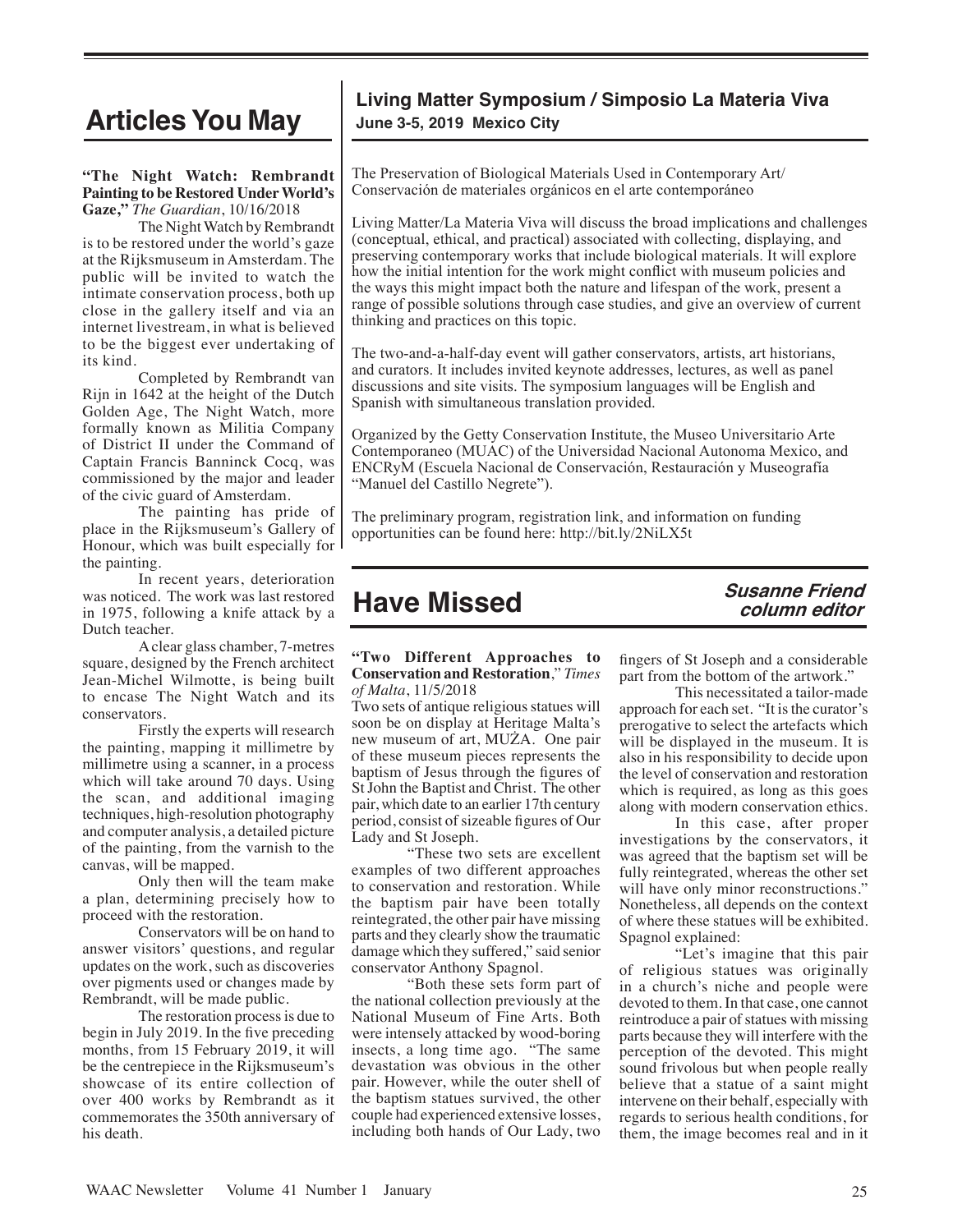# Articles You May Have Missed

**Susanne Friend, column editor**

**"The Night Watch: Rembrandt Painting to be Restored Under World's Gaze,"** *The Guardian*, 10/16/2018

The Night Watch by Rembrandt is to be restored under the world's gaze at the Rijksmuseum in Amsterdam. The public will be invited to watch the intimate conservation process, both up close in the gallery itself and via an internet livestream, in what is believed to be the biggest ever undertaking of its kind.

Completed by Rembrandt van Rijn in 1642 at the height of the Dutch Golden Age, The Night Watch, more formally known as Militia Company of District II under the Command of Captain Francis Banninck Cocq, was commissioned by the major and leader of the civic guard of Amsterdam.

The painting has pride of place in the Rijksmuseum's Gallery of Honour, which was built especially for the painting.

In recent years, deterioration was noticed. The work was last restored in 1975, following a knife attack by a Dutch teacher.

A clear glass chamber, 7-metres square, designed by the French architect Jean-Michel Wilmotte, is being built to encase The Night Watch and its conservators.

Firstly the experts will research the painting, mapping it millimetre by millimetre using a scanner, in a process which will take around 70 days. Using the scan, and additional imaging techniques, high-resolution photography and computer analysis, a detailed picture of the painting, from the varnish to the canvas, will be mapped.

Only then will the team make a plan, determining precisely how to proceed with the restoration.

Conservators will be on hand to answer visitors' questions, and regular updates on the work, such as discoveries over pigments used or changes made by Rembrandt, will be made public.

The restoration process is due to begin in July 2019. In the five preceding months, from 15 February 2019, it will be the centrepiece in the Rijksmuseum's showcase of its entire collection of over 400 works by Rembrandt as it commemorates the 350th anniversary of his death.

## Living Matter Symposium / Simposio La Materia Viva

**June 3-5, 2019 Mexico City**

The Preservation of Biological Materials Used in Contemporary Art/ Conservación de materiales orgánicos en el arte contemporáneo

Living Matter/La Materia Viva will discuss the broad implications and challenges (conceptual, ethical, and practical) associated with collecting, displaying, and preserving contemporary works that include biological materials. It will explore how the initial intention for the work might conflict with museum policies and the ways this might impact both the nature and lifespan of the work, present a range of possible solutions through case studies, and give an overview of current thinking and practices on this topic.

The two-and-a-half-day event will gather conservators, artists, art historians, and curators. It includes invited keynote addresses, lectures, as well as panel discussions and site visits. The symposium languages will be English and Spanish with simultaneous translation provided.

Organized by the Getty Conservation Institute, the Museo Universitario Arte Contemporaneo (MUAC) of the Universidad Nacional Autonoma Mexico, and ENCRyM (Escuela Nacional de Conservación, Restauración y Museografía "Manuel del Castillo Negrete").

The preliminary program, registration link, and information on funding opportunities can be found here: http://bit.ly/2NiLX5t

---

**"Two Different Approaches to Conservation and Restoration,"** *Times of Malta*, 11/5/2018

Two sets of antique religious statues will soon be on display at Heritage Malta's new museum of art, MUŻA. One pair of these museum pieces represents the baptism of Jesus through the figures of St John the Baptist and Christ. The other pair, which date to an earlier 17th century period, consist of sizeable figures of Our Lady and St Joseph.

"These two sets are excellent examples of two different approaches to conservation and restoration. While the baptism pair have been totally reintegrated, the other pair have missing parts and they clearly show the traumatic damage which they suffered," said senior conservator Anthony Spagnol.

"Both these sets form part of the national collection previously at the National Museum of Fine Arts. Both were intensely attacked by wood-boring insects, a long time ago. "The same devastation was obvious in the other pair. However, while the outer shell of the baptism statues survived, the other couple had experienced extensive losses, including both hands of Our Lady, two fingers of St Joseph and a considerable part from the bottom of the artwork."

This necessitated a tailor-made approach for each set. "It is the curator's prerogative to select the artefacts which will be displayed in the museum. It is also in his responsibility to decide upon the level of conservation and restoration which is required, as long as this goes along with modern conservation ethics.

In this case, after proper investigations by the conservators, it was agreed that the baptism set will be fully reintegrated, whereas the other set will have only minor reconstructions." Nonetheless, all depends on the context of where these statues will be exhibited. Spagnol explained:

"Let's imagine that this pair of religious statues was originally in a church's niche and people were devoted to them. In that case, one cannot reintroduce a pair of statues with missing parts because they will interfere with the perception of the devoted. This might sound frivolous but when people really believe that a statue of a saint might intervene on their behalf, especially with regards to serious health conditions, for them, the image becomes real and in it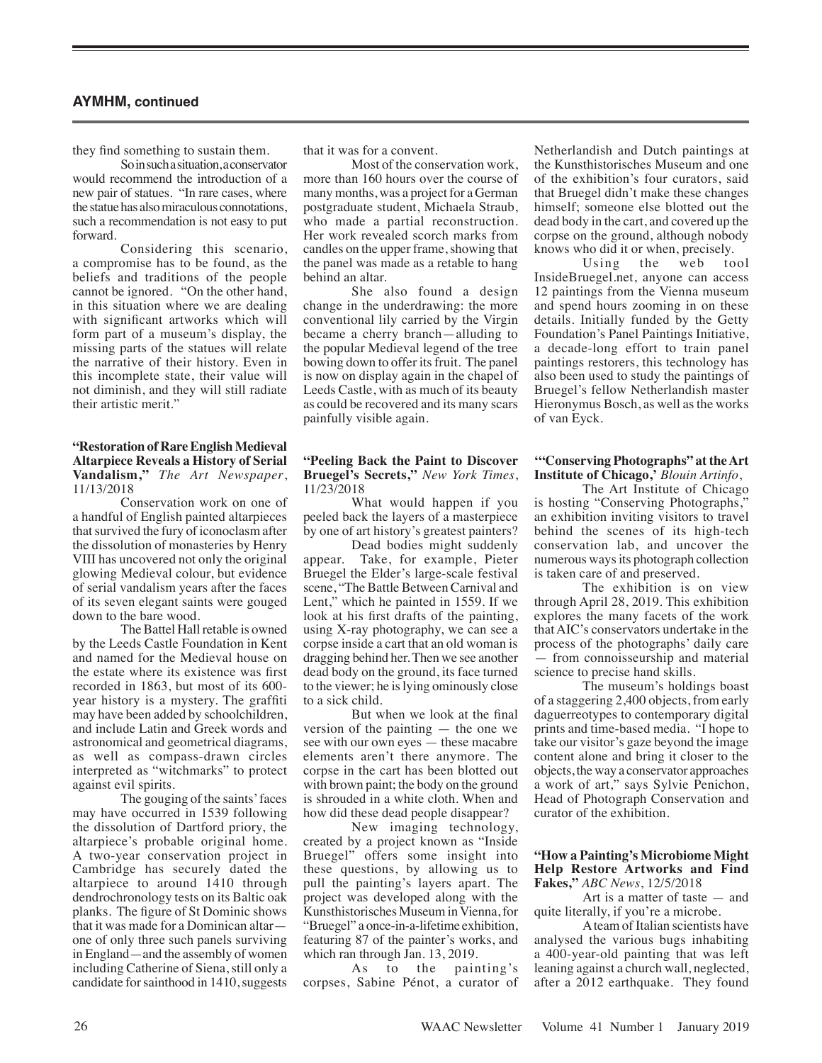## AYMHM, continued

they find something to sustain them.

So in such a situation, a conservator would recommend the introduction of a new pair of statues. "In rare cases, where the statue has also miraculous connotations, such a recommendation is not easy to put forward.

Considering this scenario, a compromise has to be found, as the beliefs and traditions of the people cannot be ignored. "On the other hand, in this situation where we are dealing with significant artworks which will form part of a museum's display, the missing parts of the statues will relate the narrative of their history. Even in this incomplete state, their value will not diminish, and they will still radiate their artistic merit."

**"Restoration of Rare English Medieval Altarpiece Reveals a History of Serial Vandalism,"** *The Art Newspaper*, 11/13/2018

Conservation work on one of a handful of English painted altarpieces that survived the fury of iconoclasm after the dissolution of monasteries by Henry VIII has uncovered not only the original glowing Medieval colour, but evidence of serial vandalism years after the faces of its seven elegant saints were gouged down to the bare wood.

The Battel Hall retable is owned by the Leeds Castle Foundation in Kent and named for the Medieval house on the estate where its existence was first recorded in 1863, but most of its 600-year history is a mystery. The graffiti may have been added by schoolchildren, and include Latin and Greek words and astronomical and geometrical diagrams, as well as compass-drawn circles interpreted as "witchmarks" to protect against evil spirits.

The gouging of the saints' faces may have occurred in 1539 following the dissolution of Dartford priory, the altarpiece's probable original home. A two-year conservation project in Cambridge has securely dated the altarpiece to around 1410 through dendrochronology tests on its Baltic oak planks. The figure of St Dominic shows that it was made for a Dominican altar—one of only three such panels surviving in England—and the assembly of women including Catherine of Siena, still only a candidate for sainthood in 1410, suggests that it was for a convent.

Most of the conservation work, more than 160 hours over the course of many months, was a project for a German postgraduate student, Michaela Straub, who made a partial reconstruction. Her work revealed scorch marks from candles on the upper frame, showing that the panel was made as a retable to hang behind an altar.

She also found a design change in the underdrawing: the more conventional lily carried by the Virgin became a cherry branch—alluding to the popular Medieval legend of the tree bowing down to offer its fruit. The panel is now on display again in the chapel of Leeds Castle, with as much of its beauty as could be recovered and its many scars painfully visible again.

**"Peeling Back the Paint to Discover Bruegel's Secrets,"** *New York Times*, 11/23/2018

What would happen if you peeled back the layers of a masterpiece by one of art history's greatest painters?

Dead bodies might suddenly appear. Take, for example, Pieter Bruegel the Elder's large-scale festival scene, "The Battle Between Carnival and Lent," which he painted in 1559. If we look at his first drafts of the painting, using X-ray photography, we can see a corpse inside a cart that an old woman is dragging behind her. Then we see another dead body on the ground, its face turned to the viewer; he is lying ominously close to a sick child.

But when we look at the final version of the painting — the one we see with our own eyes — these macabre elements aren't there anymore. The corpse in the cart has been blotted out with brown paint; the body on the ground is shrouded in a white cloth. When and how did these dead people disappear?

New imaging technology, created by a project known as "Inside Bruegel" offers some insight into these questions, by allowing us to pull the painting's layers apart. The project was developed along with the Kunsthistorisches Museum in Vienna, for "Bruegel" a once-in-a-lifetime exhibition, featuring 87 of the painter's works, and which ran through Jan. 13, 2019.

As to the painting's corpses, Sabine Pénot, a curator of Netherlandish and Dutch paintings at the Kunsthistorisches Museum and one of the exhibition's four curators, said that Bruegel didn't make these changes himself; someone else blotted out the dead body in the cart, and covered up the corpse on the ground, although nobody knows who did it or when, precisely.

Using the web tool InsideBruegel.net, anyone can access 12 paintings from the Vienna museum and spend hours zooming in on these details. Initially funded by the Getty Foundation's Panel Paintings Initiative, a decade-long effort to train panel paintings restorers, this technology has also been used to study the paintings of Bruegel's fellow Netherlandish master Hieronymus Bosch, as well as the works of van Eyck.

**'"Conserving Photographs" at the Art Institute of Chicago,'** *Blouin Artinfo*,

The Art Institute of Chicago is hosting "Conserving Photographs," an exhibition inviting visitors to travel behind the scenes of its high-tech conservation lab, and uncover the numerous ways its photograph collection is taken care of and preserved.

The exhibition is on view through April 28, 2019. This exhibition explores the many facets of the work that AIC's conservators undertake in the process of the photographs' daily care — from connoisseurship and material science to precise hand skills.

The museum's holdings boast of a staggering 2,400 objects, from early daguerreotypes to contemporary digital prints and time-based media. "I hope to take our visitor's gaze beyond the image content alone and bring it closer to the objects, the way a conservator approaches a work of art," says Sylvie Penichon, Head of Photograph Conservation and curator of the exhibition.

**"How a Painting's Microbiome Might Help Restore Artworks and Find Fakes,"** *ABC News*, 12/5/2018

Art is a matter of taste — and quite literally, if you're a microbe.

A team of Italian scientists have analysed the various bugs inhabiting a 400-year-old painting that was left leaning against a church wall, neglected, after a 2012 earthquake. They found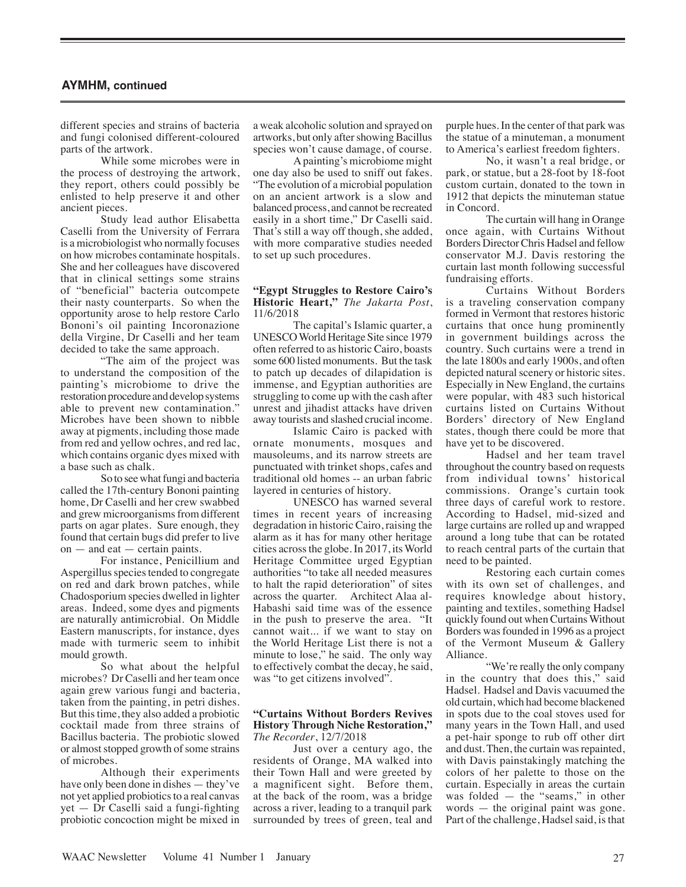## AYMHM, continued

different species and strains of bacteria and fungi colonised different-coloured parts of the artwork.

While some microbes were in the process of destroying the artwork, they report, others could possibly be enlisted to help preserve it and other ancient pieces.

Study lead author Elisabetta Caselli from the University of Ferrara is a microbiologist who normally focuses on how microbes contaminate hospitals. She and her colleagues have discovered that in clinical settings some strains of "beneficial" bacteria outcompete their nasty counterparts. So when the opportunity arose to help restore Carlo Bononi's oil painting Incoronazione della Virgine, Dr Caselli and her team decided to take the same approach.

"The aim of the project was to understand the composition of the painting's microbiome to drive the restoration procedure and develop systems able to prevent new contamination." Microbes have been shown to nibble away at pigments, including those made from red and yellow ochres, and red lac, which contains organic dyes mixed with a base such as chalk.

So to see what fungi and bacteria called the 17th-century Bononi painting home, Dr Caselli and her crew swabbed and grew microorganisms from different parts on agar plates. Sure enough, they found that certain bugs did prefer to live on — and eat — certain paints.

For instance, Penicillium and Aspergillus species tended to congregate on red and dark brown patches, while Chadosporium species dwelled in lighter areas. Indeed, some dyes and pigments are naturally antimicrobial. On Middle Eastern manuscripts, for instance, dyes made with turmeric seem to inhibit mould growth.

So what about the helpful microbes? Dr Caselli and her team once again grew various fungi and bacteria, taken from the painting, in petri dishes. But this time, they also added a probiotic cocktail made from three strains of Bacillus bacteria. The probiotic slowed or almost stopped growth of some strains of microbes.

Although their experiments have only been done in dishes — they've not yet applied probiotics to a real canvas yet — Dr Caselli said a fungi-fighting probiotic concoction might be mixed in a weak alcoholic solution and sprayed on artworks, but only after showing Bacillus species won't cause damage, of course.

A painting's microbiome might one day also be used to sniff out fakes. "The evolution of a microbial population on an ancient artwork is a slow and balanced process, and cannot be recreated easily in a short time," Dr Caselli said. That's still a way off though, she added, with more comparative studies needed to set up such procedures.

**"Egypt Struggles to Restore Cairo's Historic Heart,"** *The Jakarta Post*, 11/6/2018

The capital's Islamic quarter, a UNESCO World Heritage Site since 1979 often referred to as historic Cairo, boasts some 600 listed monuments. But the task to patch up decades of dilapidation is immense, and Egyptian authorities are struggling to come up with the cash after unrest and jihadist attacks have driven away tourists and slashed crucial income.

Islamic Cairo is packed with ornate monuments, mosques and mausoleums, and its narrow streets are punctuated with trinket shops, cafes and traditional old homes -- an urban fabric layered in centuries of history.

UNESCO has warned several times in recent years of increasing degradation in historic Cairo, raising the alarm as it has for many other heritage cities across the globe. In 2017, its World Heritage Committee urged Egyptian authorities "to take all needed measures to halt the rapid deterioration" of sites across the quarter. Architect Alaa al-Habashi said time was of the essence in the push to preserve the area. "It cannot wait... if we want to stay on the World Heritage List there is not a minute to lose," he said. The only way to effectively combat the decay, he said, was "to get citizens involved".

**"Curtains Without Borders Revives History Through Niche Restoration,"** *The Recorder*, 12/7/2018

Just over a century ago, the residents of Orange, MA walked into their Town Hall and were greeted by a magnificent sight. Before them, at the back of the room, was a bridge across a river, leading to a tranquil park surrounded by trees of green, teal and purple hues. In the center of that park was the statue of a minuteman, a monument to America's earliest freedom fighters.

No, it wasn't a real bridge, or park, or statue, but a 28-foot by 18-foot custom curtain, donated to the town in 1912 that depicts the minuteman statue in Concord.

The curtain will hang in Orange once again, with Curtains Without Borders Director Chris Hadsel and fellow conservator M.J. Davis restoring the curtain last month following successful fundraising efforts.

Curtains Without Borders is a traveling conservation company formed in Vermont that restores historic curtains that once hung prominently in government buildings across the country. Such curtains were a trend in the late 1800s and early 1900s, and often depicted natural scenery or historic sites. Especially in New England, the curtains were popular, with 483 such historical curtains listed on Curtains Without Borders' directory of New England states, though there could be more that have yet to be discovered.

Hadsel and her team travel throughout the country based on requests from individual towns' historical commissions. Orange's curtain took three days of careful work to restore. According to Hadsel, mid-sized and large curtains are rolled up and wrapped around a long tube that can be rotated to reach central parts of the curtain that need to be painted.

Restoring each curtain comes with its own set of challenges, and requires knowledge about history, painting and textiles, something Hadsel quickly found out when Curtains Without Borders was founded in 1996 as a project of the Vermont Museum & Gallery Alliance.

"We're really the only company in the country that does this," said Hadsel. Hadsel and Davis vacuumed the old curtain, which had become blackened in spots due to the coal stoves used for many years in the Town Hall, and used a pet-hair sponge to rub off other dirt and dust. Then, the curtain was repainted, with Davis painstakingly matching the colors of her palette to those on the curtain. Especially in areas the curtain was folded — the "seams," in other words — the original paint was gone. Part of the challenge, Hadsel said, is that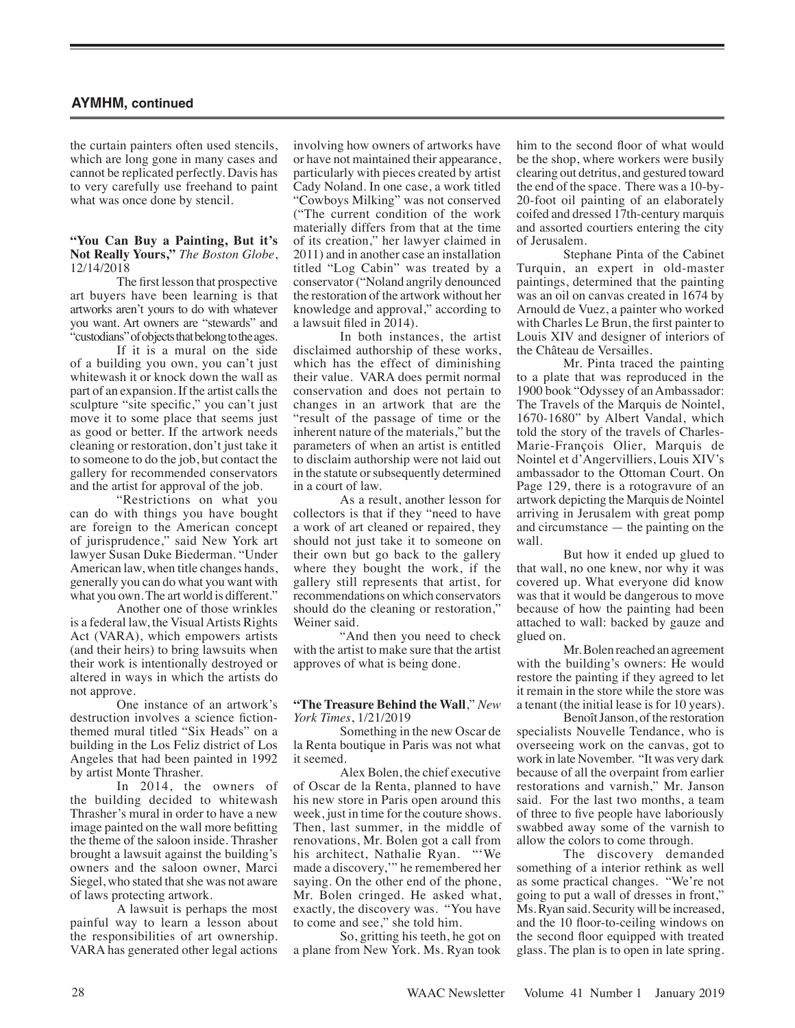## AYMHM, continued

the curtain painters often used stencils, which are long gone in many cases and cannot be replicated perfectly. Davis has to very carefully use freehand to paint what was once done by stencil.

**"You Can Buy a Painting, But it's Not Really Yours,"** *The Boston Globe*, 12/14/2018

The first lesson that prospective art buyers have been learning is that artworks aren't yours to do with whatever you want. Art owners are "stewards" and "custodians" of objects that belong to the ages.

If it is a mural on the side of a building you own, you can't just whitewash it or knock down the wall as part of an expansion. If the artist calls the sculpture "site specific," you can't just move it to some place that seems just as good or better. If the artwork needs cleaning or restoration, don't just take it to someone to do the job, but contact the gallery for recommended conservators and the artist for approval of the job.

"Restrictions on what you can do with things you have bought are foreign to the American concept of jurisprudence," said New York art lawyer Susan Duke Biederman. "Under American law, when title changes hands, generally you can do what you want with what you own. The art world is different."

Another one of those wrinkles is a federal law, the Visual Artists Rights Act (VARA), which empowers artists (and their heirs) to bring lawsuits when their work is intentionally destroyed or altered in ways in which the artists do not approve.

One instance of an artwork's destruction involves a science fiction-themed mural titled "Six Heads" on a building in the Los Feliz district of Los Angeles that had been painted in 1992 by artist Monte Thrasher.

In 2014, the owners of the building decided to whitewash Thrasher's mural in order to have a new image painted on the wall more befitting the theme of the saloon inside. Thrasher brought a lawsuit against the building's owners and the saloon owner, Marci Siegel, who stated that she was not aware of laws protecting artwork.

A lawsuit is perhaps the most painful way to learn a lesson about the responsibilities of art ownership. VARA has generated other legal actions involving how owners of artworks have or have not maintained their appearance, particularly with pieces created by artist Cady Noland. In one case, a work titled "Cowboys Milking" was not conserved ("The current condition of the work materially differs from that at the time of its creation," her lawyer claimed in 2011) and in another case an installation titled "Log Cabin" was treated by a conservator ("Noland angrily denounced the restoration of the artwork without her knowledge and approval," according to a lawsuit filed in 2014).

In both instances, the artist disclaimed authorship of these works, which has the effect of diminishing their value. VARA does permit normal conservation and does not pertain to changes in an artwork that are the "result of the passage of time or the inherent nature of the materials," but the parameters of when an artist is entitled to disclaim authorship were not laid out in the statute or subsequently determined in a court of law.

As a result, another lesson for collectors is that if they "need to have a work of art cleaned or repaired, they should not just take it to someone on their own but go back to the gallery where they bought the work, if the gallery still represents that artist, for recommendations on which conservators should do the cleaning or restoration," Weiner said.

"And then you need to check with the artist to make sure that the artist approves of what is being done.

**"The Treasure Behind the Wall**," *New York Times*, 1/21/2019

Something in the new Oscar de la Renta boutique in Paris was not what it seemed.

Alex Bolen, the chief executive of Oscar de la Renta, planned to have his new store in Paris open around this week, just in time for the couture shows. Then, last summer, in the middle of renovations, Mr. Bolen got a call from his architect, Nathalie Ryan. "'We made a discovery,'" he remembered her saying. On the other end of the phone, Mr. Bolen cringed. He asked what, exactly, the discovery was. "You have to come and see," she told him.

So, gritting his teeth, he got on a plane from New York. Ms. Ryan took him to the second floor of what would be the shop, where workers were busily clearing out detritus, and gestured toward the end of the space. There was a 10-by-20-foot oil painting of an elaborately coifed and dressed 17th-century marquis and assorted courtiers entering the city of Jerusalem.

Stephane Pinta of the Cabinet Turquin, an expert in old-master paintings, determined that the painting was an oil on canvas created in 1674 by Arnould de Vuez, a painter who worked with Charles Le Brun, the first painter to Louis XIV and designer of interiors of the Château de Versailles.

Mr. Pinta traced the painting to a plate that was reproduced in the 1900 book "Odyssey of an Ambassador: The Travels of the Marquis de Nointel, 1670-1680" by Albert Vandal, which told the story of the travels of Charles-Marie-François Olier, Marquis de Nointel et d'Angervilliers, Louis XIV's ambassador to the Ottoman Court. On Page 129, there is a rotogravure of an artwork depicting the Marquis de Nointel arriving in Jerusalem with great pomp and circumstance — the painting on the wall.

But how it ended up glued to that wall, no one knew, nor why it was covered up. What everyone did know was that it would be dangerous to move because of how the painting had been attached to wall: backed by gauze and glued on.

Mr. Bolen reached an agreement with the building's owners: He would restore the painting if they agreed to let it remain in the store while the store was a tenant (the initial lease is for 10 years).

Benoît Janson, of the restoration specialists Nouvelle Tendance, who is overseeing work on the canvas, got to work in late November. "It was very dark because of all the overpaint from earlier restorations and varnish," Mr. Janson said. For the last two months, a team of three to five people have laboriously swabbed away some of the varnish to allow the colors to come through.

The discovery demanded something of a interior rethink as well as some practical changes. "We're not going to put a wall of dresses in front," Ms. Ryan said. Security will be increased, and the 10 floor-to-ceiling windows on the second floor equipped with treated glass. The plan is to open in late spring.